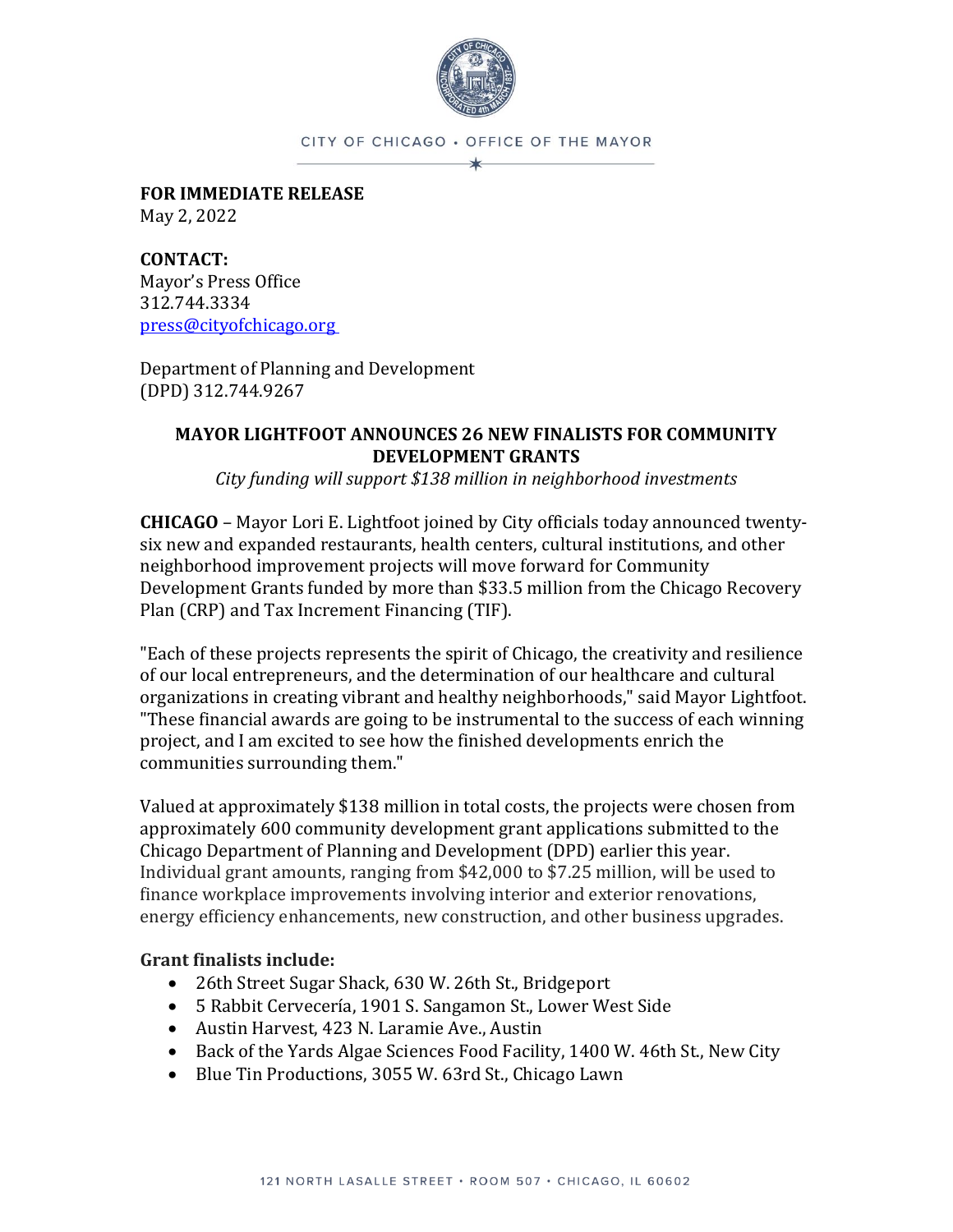CITY OF CHICAGO • OFFICE OF THE MAYOR

**FOR IMMEDIATE RELEASE**
May 2, 2022

**CONTACT:**
Mayor's Press Office
312.744.3334
press@cityofchicago.org

Department of Planning and Development
(DPD) 312.744.9267

## MAYOR LIGHTFOOT ANNOUNCES 26 NEW FINALISTS FOR COMMUNITY DEVELOPMENT GRANTS

*City funding will support $138 million in neighborhood investments*

**CHICAGO** – Mayor Lori E. Lightfoot joined by City officials today announced twenty-six new and expanded restaurants, health centers, cultural institutions, and other neighborhood improvement projects will move forward for Community Development Grants funded by more than $33.5 million from the Chicago Recovery Plan (CRP) and Tax Increment Financing (TIF).

"Each of these projects represents the spirit of Chicago, the creativity and resilience of our local entrepreneurs, and the determination of our healthcare and cultural organizations in creating vibrant and healthy neighborhoods," said Mayor Lightfoot. "These financial awards are going to be instrumental to the success of each winning project, and I am excited to see how the finished developments enrich the communities surrounding them."

Valued at approximately $138 million in total costs, the projects were chosen from approximately 600 community development grant applications submitted to the Chicago Department of Planning and Development (DPD) earlier this year. Individual grant amounts, ranging from $42,000 to $7.25 million, will be used to finance workplace improvements involving interior and exterior renovations, energy efficiency enhancements, new construction, and other business upgrades.

**Grant finalists include:**

- 26th Street Sugar Shack, 630 W. 26th St., Bridgeport
- 5 Rabbit Cervecería, 1901 S. Sangamon St., Lower West Side
- Austin Harvest, 423 N. Laramie Ave., Austin
- Back of the Yards Algae Sciences Food Facility, 1400 W. 46th St., New City
- Blue Tin Productions, 3055 W. 63rd St., Chicago Lawn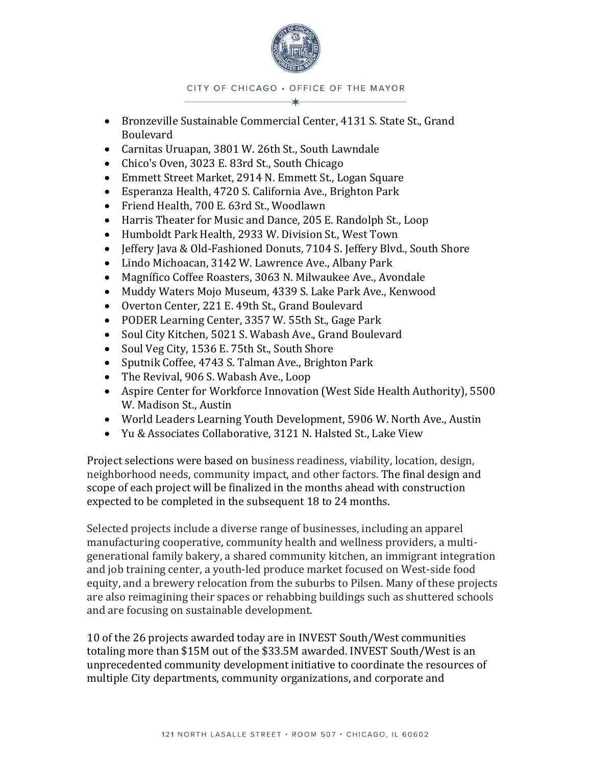- Bronzeville Sustainable Commercial Center, 4131 S. State St., Grand Boulevard
- Carnitas Uruapan, 3801 W. 26th St., South Lawndale
- Chico's Oven, 3023 E. 83rd St., South Chicago
- Emmett Street Market, 2914 N. Emmett St., Logan Square
- Esperanza Health, 4720 S. California Ave., Brighton Park
- Friend Health, 700 E. 63rd St., Woodlawn
- Harris Theater for Music and Dance, 205 E. Randolph St., Loop
- Humboldt Park Health, 2933 W. Division St., West Town
- Jeffery Java & Old-Fashioned Donuts, 7104 S. Jeffery Blvd., South Shore
- Lindo Michoacan, 3142 W. Lawrence Ave., Albany Park
- Magnífico Coffee Roasters, 3063 N. Milwaukee Ave., Avondale
- Muddy Waters Mojo Museum, 4339 S. Lake Park Ave., Kenwood
- Overton Center, 221 E. 49th St., Grand Boulevard
- PODER Learning Center, 3357 W. 55th St., Gage Park
- Soul City Kitchen, 5021 S. Wabash Ave., Grand Boulevard
- Soul Veg City, 1536 E. 75th St., South Shore
- Sputnik Coffee, 4743 S. Talman Ave., Brighton Park
- The Revival, 906 S. Wabash Ave., Loop
- Aspire Center for Workforce Innovation (West Side Health Authority), 5500 W. Madison St., Austin
- World Leaders Learning Youth Development, 5906 W. North Ave., Austin
- Yu & Associates Collaborative, 3121 N. Halsted St., Lake View

Project selections were based on business readiness, viability, location, design, neighborhood needs, community impact, and other factors. The final design and scope of each project will be finalized in the months ahead with construction expected to be completed in the subsequent 18 to 24 months.

Selected projects include a diverse range of businesses, including an apparel manufacturing cooperative, community health and wellness providers, a multi-generational family bakery, a shared community kitchen, an immigrant integration and job training center, a youth-led produce market focused on West-side food equity, and a brewery relocation from the suburbs to Pilsen. Many of these projects are also reimagining their spaces or rehabbing buildings such as shuttered schools and are focusing on sustainable development.

10 of the 26 projects awarded today are in INVEST South/West communities totaling more than $15M out of the $33.5M awarded. INVEST South/West is an unprecedented community development initiative to coordinate the resources of multiple City departments, community organizations, and corporate and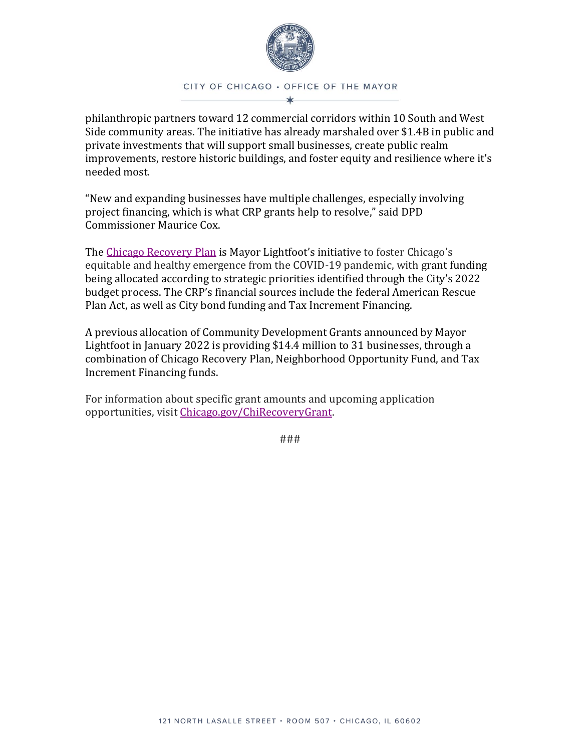philanthropic partners toward 12 commercial corridors within 10 South and West Side community areas. The initiative has already marshaled over $1.4B in public and private investments that will support small businesses, create public realm improvements, restore historic buildings, and foster equity and resilience where it's needed most.

"New and expanding businesses have multiple challenges, especially involving project financing, which is what CRP grants help to resolve," said DPD Commissioner Maurice Cox.

The [Chicago Recovery Plan](Chicago Recovery Plan) is Mayor Lightfoot's initiative to foster Chicago's equitable and healthy emergence from the COVID-19 pandemic, with grant funding being allocated according to strategic priorities identified through the City's 2022 budget process. The CRP's financial sources include the federal American Rescue Plan Act, as well as City bond funding and Tax Increment Financing.

A previous allocation of Community Development Grants announced by Mayor Lightfoot in January 2022 is providing $14.4 million to 31 businesses, through a combination of Chicago Recovery Plan, Neighborhood Opportunity Fund, and Tax Increment Financing funds.

For information about specific grant amounts and upcoming application opportunities, visit [Chicago.gov/ChiRecoveryGrant](Chicago.gov/ChiRecoveryGrant).

###